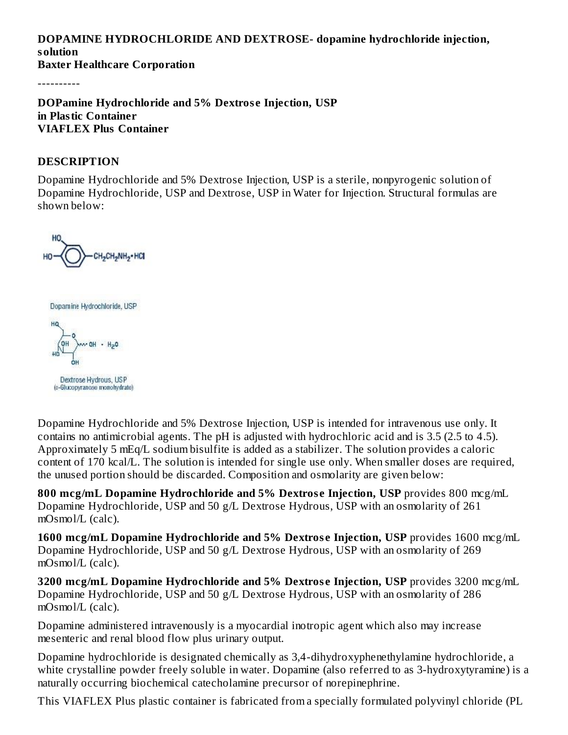**DOPAMINE HYDROCHLORIDE AND DEXTROSE- dopamine hydrochloride injection, solution**
**Baxter Healthcare Corporation**

----------

**DOPamine Hydrochloride and 5% Dextrose Injection, USP in Plastic Container VIAFLEX Plus Container**

## DESCRIPTION

Dopamine Hydrochloride and 5% Dextrose Injection, USP is a sterile, nonpyrogenic solution of Dopamine Hydrochloride, USP and Dextrose, USP in Water for Injection. Structural formulas are shown below:

Dopamine Hydrochloride, USP

Dextrose Hydrous, USP
(D-Glucopyranose monohydrate)

Dopamine Hydrochloride and 5% Dextrose Injection, USP is intended for intravenous use only. It contains no antimicrobial agents. The pH is adjusted with hydrochloric acid and is 3.5 (2.5 to 4.5). Approximately 5 mEq/L sodium bisulfite is added as a stabilizer. The solution provides a caloric content of 170 kcal/L. The solution is intended for single use only. When smaller doses are required, the unused portion should be discarded. Composition and osmolarity are given below:

**800 mcg/mL Dopamine Hydrochloride and 5% Dextrose Injection, USP** provides 800 mcg/mL Dopamine Hydrochloride, USP and 50 g/L Dextrose Hydrous, USP with an osmolarity of 261 mOsmol/L (calc).

**1600 mcg/mL Dopamine Hydrochloride and 5% Dextrose Injection, USP** provides 1600 mcg/mL Dopamine Hydrochloride, USP and 50 g/L Dextrose Hydrous, USP with an osmolarity of 269 mOsmol/L (calc).

**3200 mcg/mL Dopamine Hydrochloride and 5% Dextrose Injection, USP** provides 3200 mcg/mL Dopamine Hydrochloride, USP and 50 g/L Dextrose Hydrous, USP with an osmolarity of 286 mOsmol/L (calc).

Dopamine administered intravenously is a myocardial inotropic agent which also may increase mesenteric and renal blood flow plus urinary output.

Dopamine hydrochloride is designated chemically as 3,4-dihydroxyphenethylamine hydrochloride, a white crystalline powder freely soluble in water. Dopamine (also referred to as 3-hydroxytyramine) is a naturally occurring biochemical catecholamine precursor of norepinephrine.

This VIAFLEX Plus plastic container is fabricated from a specially formulated polyvinyl chloride (PL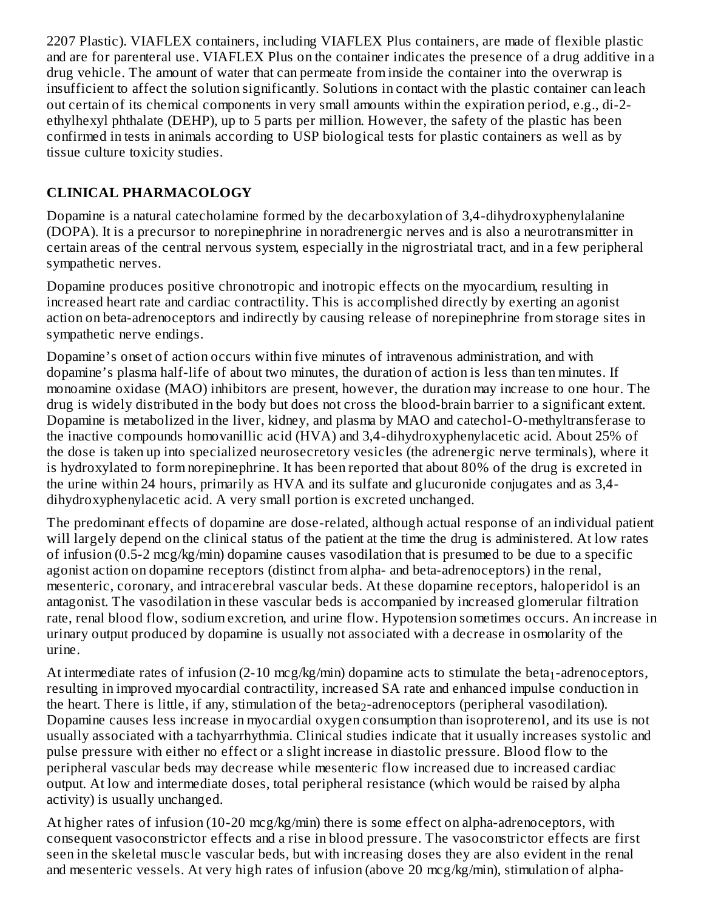2207 Plastic). VIAFLEX containers, including VIAFLEX Plus containers, are made of flexible plastic and are for parenteral use. VIAFLEX Plus on the container indicates the presence of a drug additive in a drug vehicle. The amount of water that can permeate from inside the container into the overwrap is insufficient to affect the solution significantly. Solutions in contact with the plastic container can leach out certain of its chemical components in very small amounts within the expiration period, e.g., di-2-ethylhexyl phthalate (DEHP), up to 5 parts per million. However, the safety of the plastic has been confirmed in tests in animals according to USP biological tests for plastic containers as well as by tissue culture toxicity studies.

## CLINICAL PHARMACOLOGY

Dopamine is a natural catecholamine formed by the decarboxylation of 3,4-dihydroxyphenylalanine (DOPA). It is a precursor to norepinephrine in noradrenergic nerves and is also a neurotransmitter in certain areas of the central nervous system, especially in the nigrostriatal tract, and in a few peripheral sympathetic nerves.

Dopamine produces positive chronotropic and inotropic effects on the myocardium, resulting in increased heart rate and cardiac contractility. This is accomplished directly by exerting an agonist action on beta-adrenoceptors and indirectly by causing release of norepinephrine from storage sites in sympathetic nerve endings.

Dopamine's onset of action occurs within five minutes of intravenous administration, and with dopamine's plasma half-life of about two minutes, the duration of action is less than ten minutes. If monoamine oxidase (MAO) inhibitors are present, however, the duration may increase to one hour. The drug is widely distributed in the body but does not cross the blood-brain barrier to a significant extent. Dopamine is metabolized in the liver, kidney, and plasma by MAO and catechol-O-methyltransferase to the inactive compounds homovanillic acid (HVA) and 3,4-dihydroxyphenylacetic acid. About 25% of the dose is taken up into specialized neurosecretory vesicles (the adrenergic nerve terminals), where it is hydroxylated to form norepinephrine. It has been reported that about 80% of the drug is excreted in the urine within 24 hours, primarily as HVA and its sulfate and glucuronide conjugates and as 3,4-dihydroxyphenylacetic acid. A very small portion is excreted unchanged.

The predominant effects of dopamine are dose-related, although actual response of an individual patient will largely depend on the clinical status of the patient at the time the drug is administered. At low rates of infusion (0.5-2 mcg/kg/min) dopamine causes vasodilation that is presumed to be due to a specific agonist action on dopamine receptors (distinct from alpha- and beta-adrenoceptors) in the renal, mesenteric, coronary, and intracerebral vascular beds. At these dopamine receptors, haloperidol is an antagonist. The vasodilation in these vascular beds is accompanied by increased glomerular filtration rate, renal blood flow, sodium excretion, and urine flow. Hypotension sometimes occurs. An increase in urinary output produced by dopamine is usually not associated with a decrease in osmolarity of the urine.

At intermediate rates of infusion (2-10 mcg/kg/min) dopamine acts to stimulate the $beta_1$-adrenoceptors, resulting in improved myocardial contractility, increased SA rate and enhanced impulse conduction in the heart. There is little, if any, stimulation of the $beta_2$-adrenoceptors (peripheral vasodilation). Dopamine causes less increase in myocardial oxygen consumption than isoproterenol, and its use is not usually associated with a tachyarrhythmia. Clinical studies indicate that it usually increases systolic and pulse pressure with either no effect or a slight increase in diastolic pressure. Blood flow to the peripheral vascular beds may decrease while mesenteric flow increased due to increased cardiac output. At low and intermediate doses, total peripheral resistance (which would be raised by alpha activity) is usually unchanged.

At higher rates of infusion (10-20 mcg/kg/min) there is some effect on alpha-adrenoceptors, with consequent vasoconstrictor effects and a rise in blood pressure. The vasoconstrictor effects are first seen in the skeletal muscle vascular beds, but with increasing doses they are also evident in the renal and mesenteric vessels. At very high rates of infusion (above 20 mcg/kg/min), stimulation of alpha-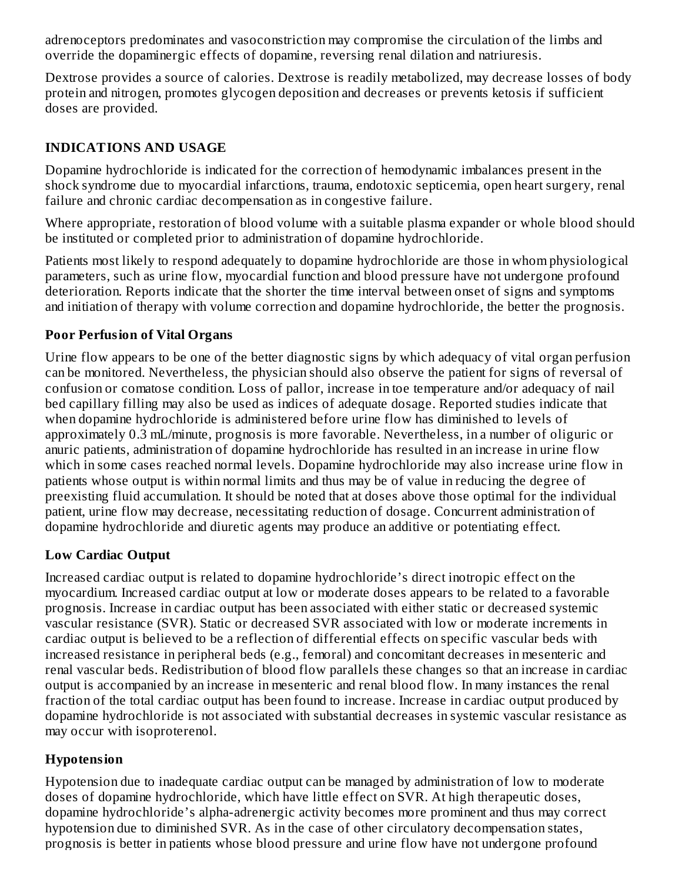adrenoceptors predominates and vasoconstriction may compromise the circulation of the limbs and override the dopaminergic effects of dopamine, reversing renal dilation and natriuresis.

Dextrose provides a source of calories. Dextrose is readily metabolized, may decrease losses of body protein and nitrogen, promotes glycogen deposition and decreases or prevents ketosis if sufficient doses are provided.

## INDICATIONS AND USAGE

Dopamine hydrochloride is indicated for the correction of hemodynamic imbalances present in the shock syndrome due to myocardial infarctions, trauma, endotoxic septicemia, open heart surgery, renal failure and chronic cardiac decompensation as in congestive failure.

Where appropriate, restoration of blood volume with a suitable plasma expander or whole blood should be instituted or completed prior to administration of dopamine hydrochloride.

Patients most likely to respond adequately to dopamine hydrochloride are those in whom physiological parameters, such as urine flow, myocardial function and blood pressure have not undergone profound deterioration. Reports indicate that the shorter the time interval between onset of signs and symptoms and initiation of therapy with volume correction and dopamine hydrochloride, the better the prognosis.

### Poor Perfusion of Vital Organs

Urine flow appears to be one of the better diagnostic signs by which adequacy of vital organ perfusion can be monitored. Nevertheless, the physician should also observe the patient for signs of reversal of confusion or comatose condition. Loss of pallor, increase in toe temperature and/or adequacy of nail bed capillary filling may also be used as indices of adequate dosage. Reported studies indicate that when dopamine hydrochloride is administered before urine flow has diminished to levels of approximately 0.3 mL/minute, prognosis is more favorable. Nevertheless, in a number of oliguric or anuric patients, administration of dopamine hydrochloride has resulted in an increase in urine flow which in some cases reached normal levels. Dopamine hydrochloride may also increase urine flow in patients whose output is within normal limits and thus may be of value in reducing the degree of preexisting fluid accumulation. It should be noted that at doses above those optimal for the individual patient, urine flow may decrease, necessitating reduction of dosage. Concurrent administration of dopamine hydrochloride and diuretic agents may produce an additive or potentiating effect.

### Low Cardiac Output

Increased cardiac output is related to dopamine hydrochloride's direct inotropic effect on the myocardium. Increased cardiac output at low or moderate doses appears to be related to a favorable prognosis. Increase in cardiac output has been associated with either static or decreased systemic vascular resistance (SVR). Static or decreased SVR associated with low or moderate increments in cardiac output is believed to be a reflection of differential effects on specific vascular beds with increased resistance in peripheral beds (e.g., femoral) and concomitant decreases in mesenteric and renal vascular beds. Redistribution of blood flow parallels these changes so that an increase in cardiac output is accompanied by an increase in mesenteric and renal blood flow. In many instances the renal fraction of the total cardiac output has been found to increase. Increase in cardiac output produced by dopamine hydrochloride is not associated with substantial decreases in systemic vascular resistance as may occur with isoproterenol.

### Hypotension

Hypotension due to inadequate cardiac output can be managed by administration of low to moderate doses of dopamine hydrochloride, which have little effect on SVR. At high therapeutic doses, dopamine hydrochloride's alpha-adrenergic activity becomes more prominent and thus may correct hypotension due to diminished SVR. As in the case of other circulatory decompensation states, prognosis is better in patients whose blood pressure and urine flow have not undergone profound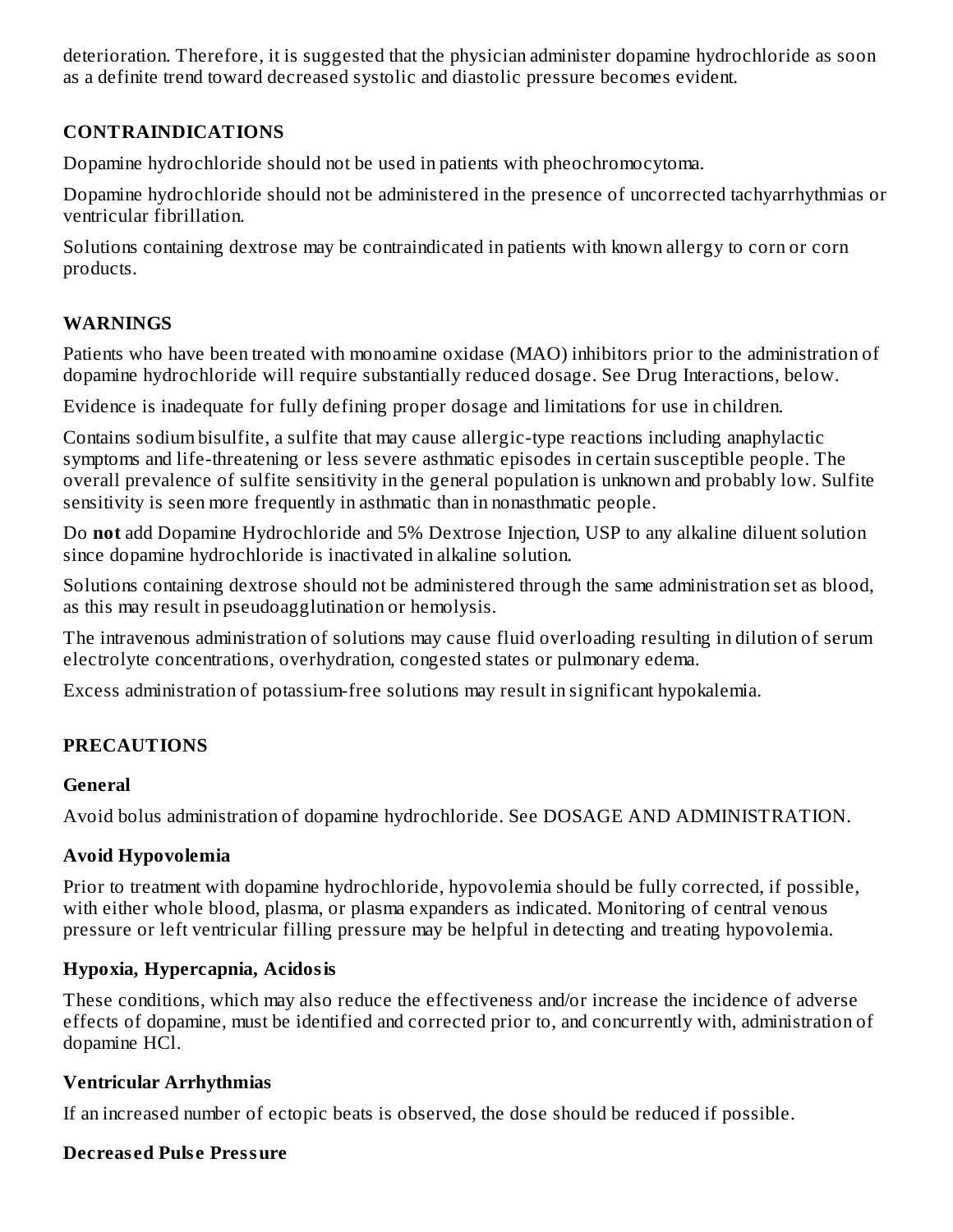deterioration. Therefore, it is suggested that the physician administer dopamine hydrochloride as soon as a definite trend toward decreased systolic and diastolic pressure becomes evident.

## CONTRAINDICATIONS

Dopamine hydrochloride should not be used in patients with pheochromocytoma.

Dopamine hydrochloride should not be administered in the presence of uncorrected tachyarrhythmias or ventricular fibrillation.

Solutions containing dextrose may be contraindicated in patients with known allergy to corn or corn products.

## WARNINGS

Patients who have been treated with monoamine oxidase (MAO) inhibitors prior to the administration of dopamine hydrochloride will require substantially reduced dosage. See Drug Interactions, below.

Evidence is inadequate for fully defining proper dosage and limitations for use in children.

Contains sodium bisulfite, a sulfite that may cause allergic-type reactions including anaphylactic symptoms and life-threatening or less severe asthmatic episodes in certain susceptible people. The overall prevalence of sulfite sensitivity in the general population is unknown and probably low. Sulfite sensitivity is seen more frequently in asthmatic than in nonasthmatic people.

Do **not** add Dopamine Hydrochloride and 5% Dextrose Injection, USP to any alkaline diluent solution since dopamine hydrochloride is inactivated in alkaline solution.

Solutions containing dextrose should not be administered through the same administration set as blood, as this may result in pseudoagglutination or hemolysis.

The intravenous administration of solutions may cause fluid overloading resulting in dilution of serum electrolyte concentrations, overhydration, congested states or pulmonary edema.

Excess administration of potassium-free solutions may result in significant hypokalemia.

## PRECAUTIONS

### General

Avoid bolus administration of dopamine hydrochloride. See DOSAGE AND ADMINISTRATION.

### Avoid Hypovolemia

Prior to treatment with dopamine hydrochloride, hypovolemia should be fully corrected, if possible, with either whole blood, plasma, or plasma expanders as indicated. Monitoring of central venous pressure or left ventricular filling pressure may be helpful in detecting and treating hypovolemia.

### Hypoxia, Hypercapnia, Acidosis

These conditions, which may also reduce the effectiveness and/or increase the incidence of adverse effects of dopamine, must be identified and corrected prior to, and concurrently with, administration of dopamine HCl.

### Ventricular Arrhythmias

If an increased number of ectopic beats is observed, the dose should be reduced if possible.

### Decreased Pulse Pressure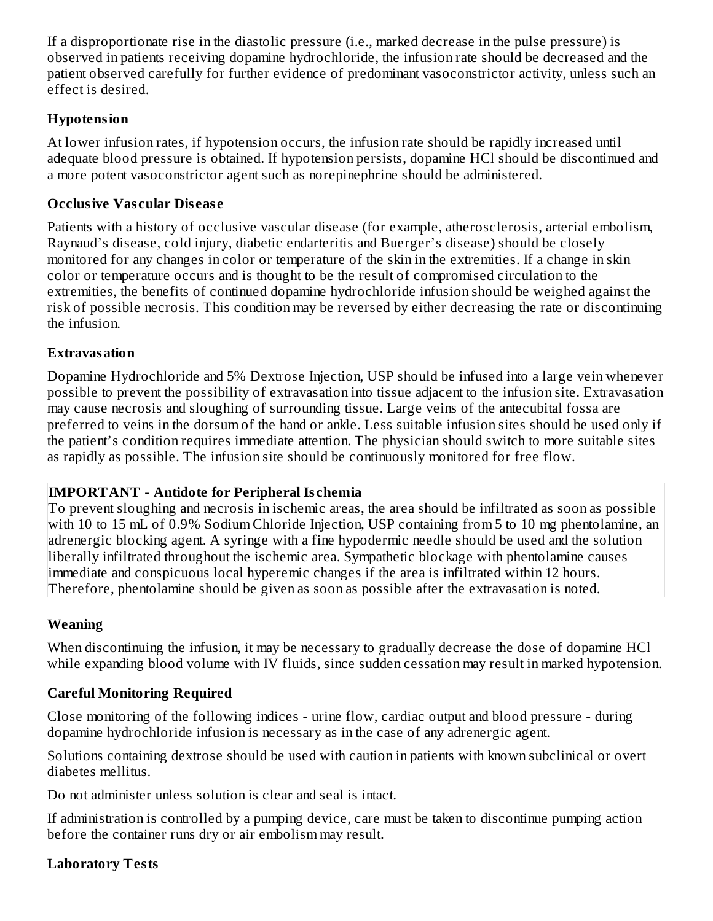If a disproportionate rise in the diastolic pressure (i.e., marked decrease in the pulse pressure) is observed in patients receiving dopamine hydrochloride, the infusion rate should be decreased and the patient observed carefully for further evidence of predominant vasoconstrictor activity, unless such an effect is desired.

### Hypotension

At lower infusion rates, if hypotension occurs, the infusion rate should be rapidly increased until adequate blood pressure is obtained. If hypotension persists, dopamine HCl should be discontinued and a more potent vasoconstrictor agent such as norepinephrine should be administered.

### Occlusive Vascular Disease

Patients with a history of occlusive vascular disease (for example, atherosclerosis, arterial embolism, Raynaud's disease, cold injury, diabetic endarteritis and Buerger's disease) should be closely monitored for any changes in color or temperature of the skin in the extremities. If a change in skin color or temperature occurs and is thought to be the result of compromised circulation to the extremities, the benefits of continued dopamine hydrochloride infusion should be weighed against the risk of possible necrosis. This condition may be reversed by either decreasing the rate or discontinuing the infusion.

### Extravasation

Dopamine Hydrochloride and 5% Dextrose Injection, USP should be infused into a large vein whenever possible to prevent the possibility of extravasation into tissue adjacent to the infusion site. Extravasation may cause necrosis and sloughing of surrounding tissue. Large veins of the antecubital fossa are preferred to veins in the dorsum of the hand or ankle. Less suitable infusion sites should be used only if the patient's condition requires immediate attention. The physician should switch to more suitable sites as rapidly as possible. The infusion site should be continuously monitored for free flow.

**IMPORTANT - Antidote for Peripheral Ischemia**

To prevent sloughing and necrosis in ischemic areas, the area should be infiltrated as soon as possible with 10 to 15 mL of 0.9% Sodium Chloride Injection, USP containing from 5 to 10 mg phentolamine, an adrenergic blocking agent. A syringe with a fine hypodermic needle should be used and the solution liberally infiltrated throughout the ischemic area. Sympathetic blockage with phentolamine causes immediate and conspicuous local hyperemic changes if the area is infiltrated within 12 hours. Therefore, phentolamine should be given as soon as possible after the extravasation is noted.

### Weaning

When discontinuing the infusion, it may be necessary to gradually decrease the dose of dopamine HCl while expanding blood volume with IV fluids, since sudden cessation may result in marked hypotension.

### Careful Monitoring Required

Close monitoring of the following indices - urine flow, cardiac output and blood pressure - during dopamine hydrochloride infusion is necessary as in the case of any adrenergic agent.

Solutions containing dextrose should be used with caution in patients with known subclinical or overt diabetes mellitus.

Do not administer unless solution is clear and seal is intact.

If administration is controlled by a pumping device, care must be taken to discontinue pumping action before the container runs dry or air embolism may result.

### Laboratory Tests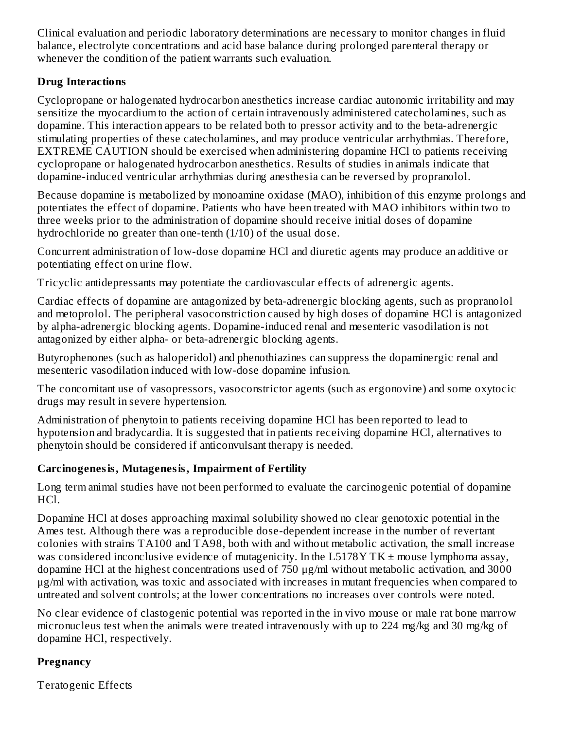Clinical evaluation and periodic laboratory determinations are necessary to monitor changes in fluid balance, electrolyte concentrations and acid base balance during prolonged parenteral therapy or whenever the condition of the patient warrants such evaluation.

### Drug Interactions

Cyclopropane or halogenated hydrocarbon anesthetics increase cardiac autonomic irritability and may sensitize the myocardium to the action of certain intravenously administered catecholamines, such as dopamine. This interaction appears to be related both to pressor activity and to the beta-adrenergic stimulating properties of these catecholamines, and may produce ventricular arrhythmias. Therefore, EXTREME CAUTION should be exercised when administering dopamine HCl to patients receiving cyclopropane or halogenated hydrocarbon anesthetics. Results of studies in animals indicate that dopamine-induced ventricular arrhythmias during anesthesia can be reversed by propranolol.

Because dopamine is metabolized by monoamine oxidase (MAO), inhibition of this enzyme prolongs and potentiates the effect of dopamine. Patients who have been treated with MAO inhibitors within two to three weeks prior to the administration of dopamine should receive initial doses of dopamine hydrochloride no greater than one-tenth (1/10) of the usual dose.

Concurrent administration of low-dose dopamine HCl and diuretic agents may produce an additive or potentiating effect on urine flow.

Tricyclic antidepressants may potentiate the cardiovascular effects of adrenergic agents.

Cardiac effects of dopamine are antagonized by beta-adrenergic blocking agents, such as propranolol and metoprolol. The peripheral vasoconstriction caused by high doses of dopamine HCl is antagonized by alpha-adrenergic blocking agents. Dopamine-induced renal and mesenteric vasodilation is not antagonized by either alpha- or beta-adrenergic blocking agents.

Butyrophenones (such as haloperidol) and phenothiazines can suppress the dopaminergic renal and mesenteric vasodilation induced with low-dose dopamine infusion.

The concomitant use of vasopressors, vasoconstrictor agents (such as ergonovine) and some oxytocic drugs may result in severe hypertension.

Administration of phenytoin to patients receiving dopamine HCl has been reported to lead to hypotension and bradycardia. It is suggested that in patients receiving dopamine HCl, alternatives to phenytoin should be considered if anticonvulsant therapy is needed.

### Carcinogenesis, Mutagenesis, Impairment of Fertility

Long term animal studies have not been performed to evaluate the carcinogenic potential of dopamine HCl.

Dopamine HCl at doses approaching maximal solubility showed no clear genotoxic potential in the Ames test. Although there was a reproducible dose-dependent increase in the number of revertant colonies with strains TA100 and TA98, both with and without metabolic activation, the small increase was considered inconclusive evidence of mutagenicity. In the L5178Y TK ± mouse lymphoma assay, dopamine HCl at the highest concentrations used of 750 µg/ml without metabolic activation, and 3000 µg/ml with activation, was toxic and associated with increases in mutant frequencies when compared to untreated and solvent controls; at the lower concentrations no increases over controls were noted.

No clear evidence of clastogenic potential was reported in the in vivo mouse or male rat bone marrow micronucleus test when the animals were treated intravenously with up to 224 mg/kg and 30 mg/kg of dopamine HCl, respectively.

### Pregnancy

Teratogenic Effects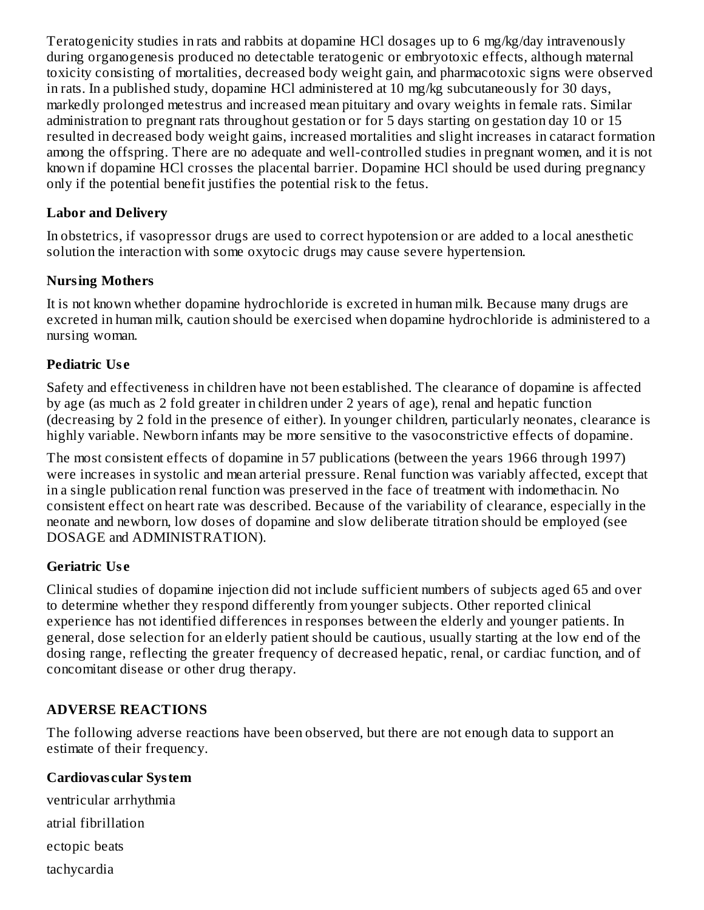Teratogenicity studies in rats and rabbits at dopamine HCl dosages up to 6 mg/kg/day intravenously during organogenesis produced no detectable teratogenic or embryotoxic effects, although maternal toxicity consisting of mortalities, decreased body weight gain, and pharmacotoxic signs were observed in rats. In a published study, dopamine HCl administered at 10 mg/kg subcutaneously for 30 days, markedly prolonged metestrus and increased mean pituitary and ovary weights in female rats. Similar administration to pregnant rats throughout gestation or for 5 days starting on gestation day 10 or 15 resulted in decreased body weight gains, increased mortalities and slight increases in cataract formation among the offspring. There are no adequate and well-controlled studies in pregnant women, and it is not known if dopamine HCl crosses the placental barrier. Dopamine HCl should be used during pregnancy only if the potential benefit justifies the potential risk to the fetus.

### Labor and Delivery

In obstetrics, if vasopressor drugs are used to correct hypotension or are added to a local anesthetic solution the interaction with some oxytocic drugs may cause severe hypertension.

### Nursing Mothers

It is not known whether dopamine hydrochloride is excreted in human milk. Because many drugs are excreted in human milk, caution should be exercised when dopamine hydrochloride is administered to a nursing woman.

### Pediatric Use

Safety and effectiveness in children have not been established. The clearance of dopamine is affected by age (as much as 2 fold greater in children under 2 years of age), renal and hepatic function (decreasing by 2 fold in the presence of either). In younger children, particularly neonates, clearance is highly variable. Newborn infants may be more sensitive to the vasoconstrictive effects of dopamine.

The most consistent effects of dopamine in 57 publications (between the years 1966 through 1997) were increases in systolic and mean arterial pressure. Renal function was variably affected, except that in a single publication renal function was preserved in the face of treatment with indomethacin. No consistent effect on heart rate was described. Because of the variability of clearance, especially in the neonate and newborn, low doses of dopamine and slow deliberate titration should be employed (see DOSAGE and ADMINISTRATION).

### Geriatric Use

Clinical studies of dopamine injection did not include sufficient numbers of subjects aged 65 and over to determine whether they respond differently from younger subjects. Other reported clinical experience has not identified differences in responses between the elderly and younger patients. In general, dose selection for an elderly patient should be cautious, usually starting at the low end of the dosing range, reflecting the greater frequency of decreased hepatic, renal, or cardiac function, and of concomitant disease or other drug therapy.

## ADVERSE REACTIONS

The following adverse reactions have been observed, but there are not enough data to support an estimate of their frequency.

### Cardiovascular System

ventricular arrhythmia

atrial fibrillation

ectopic beats

tachycardia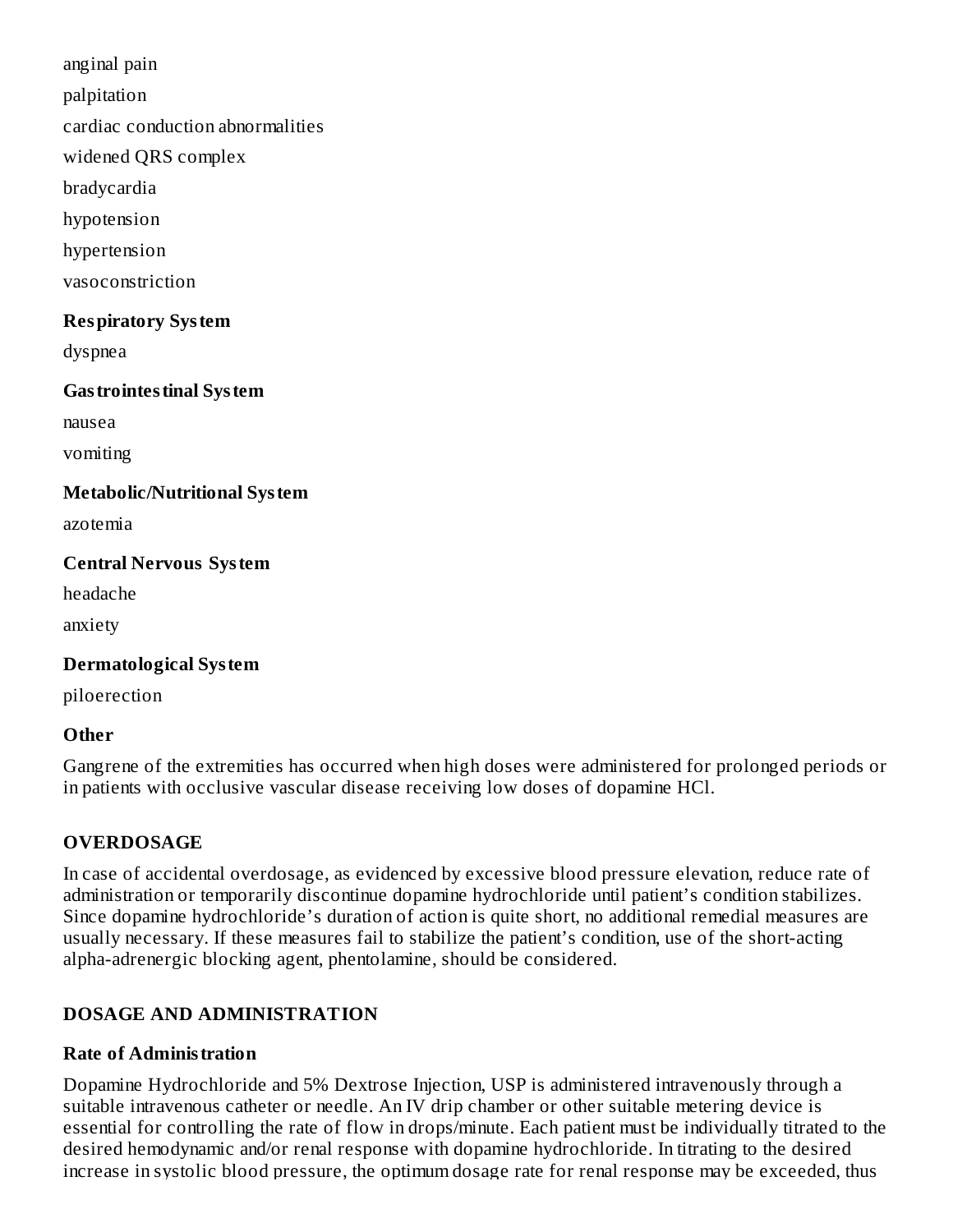anginal pain

palpitation

cardiac conduction abnormalities

widened QRS complex

bradycardia

hypotension

hypertension

vasoconstriction

**Respiratory System**

dyspnea

**Gastrointestinal System**

nausea

vomiting

**Metabolic/Nutritional System**

azotemia

**Central Nervous System**

headache

anxiety

**Dermatological System**

piloerection

**Other**

Gangrene of the extremities has occurred when high doses were administered for prolonged periods or in patients with occlusive vascular disease receiving low doses of dopamine HCl.

## OVERDOSAGE

In case of accidental overdosage, as evidenced by excessive blood pressure elevation, reduce rate of administration or temporarily discontinue dopamine hydrochloride until patient's condition stabilizes. Since dopamine hydrochloride's duration of action is quite short, no additional remedial measures are usually necessary. If these measures fail to stabilize the patient's condition, use of the short-acting alpha-adrenergic blocking agent, phentolamine, should be considered.

## DOSAGE AND ADMINISTRATION

**Rate of Administration**

Dopamine Hydrochloride and 5% Dextrose Injection, USP is administered intravenously through a suitable intravenous catheter or needle. An IV drip chamber or other suitable metering device is essential for controlling the rate of flow in drops/minute. Each patient must be individually titrated to the desired hemodynamic and/or renal response with dopamine hydrochloride. In titrating to the desired increase in systolic blood pressure, the optimum dosage rate for renal response may be exceeded, thus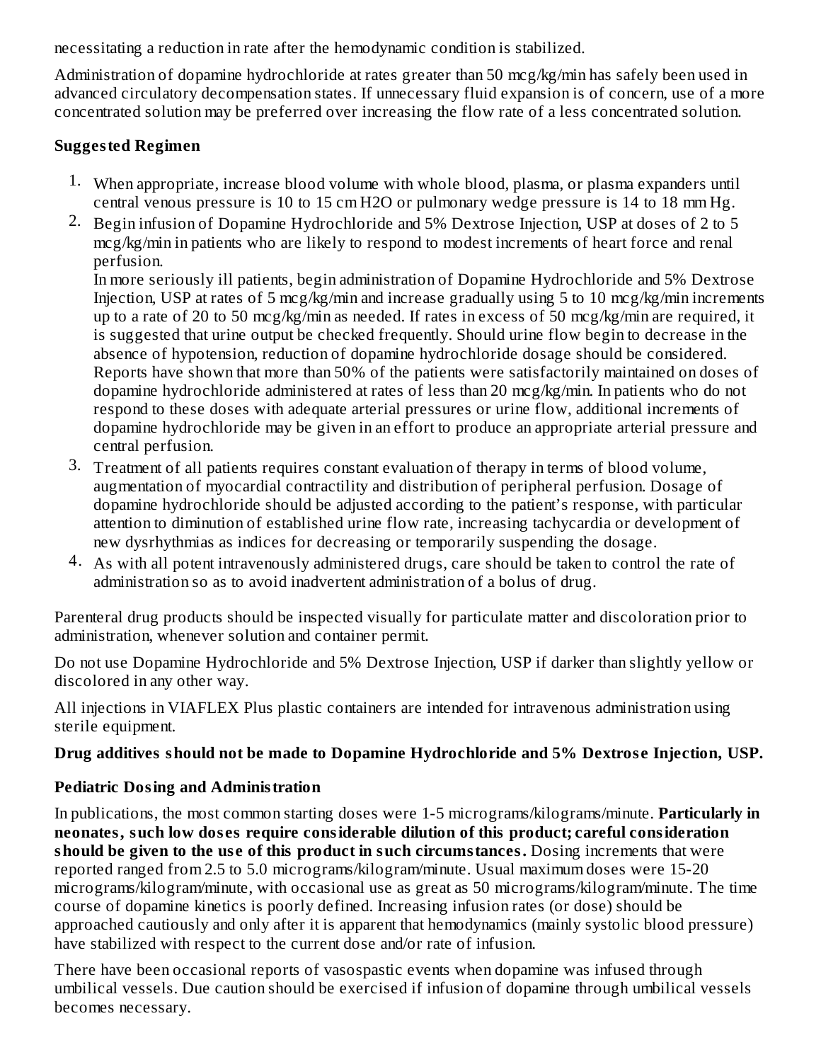necessitating a reduction in rate after the hemodynamic condition is stabilized.

Administration of dopamine hydrochloride at rates greater than 50 mcg/kg/min has safely been used in advanced circulatory decompensation states. If unnecessary fluid expansion is of concern, use of a more concentrated solution may be preferred over increasing the flow rate of a less concentrated solution.

**Suggested Regimen**

1. When appropriate, increase blood volume with whole blood, plasma, or plasma expanders until central venous pressure is 10 to 15 cm $H_2O$ or pulmonary wedge pressure is 14 to 18 mm Hg.
2. Begin infusion of Dopamine Hydrochloride and 5% Dextrose Injection, USP at doses of 2 to 5 mcg/kg/min in patients who are likely to respond to modest increments of heart force and renal perfusion.
   In more seriously ill patients, begin administration of Dopamine Hydrochloride and 5% Dextrose Injection, USP at rates of 5 mcg/kg/min and increase gradually using 5 to 10 mcg/kg/min increments up to a rate of 20 to 50 mcg/kg/min as needed. If rates in excess of 50 mcg/kg/min are required, it is suggested that urine output be checked frequently. Should urine flow begin to decrease in the absence of hypotension, reduction of dopamine hydrochloride dosage should be considered. Reports have shown that more than 50% of the patients were satisfactorily maintained on doses of dopamine hydrochloride administered at rates of less than 20 mcg/kg/min. In patients who do not respond to these doses with adequate arterial pressures or urine flow, additional increments of dopamine hydrochloride may be given in an effort to produce an appropriate arterial pressure and central perfusion.
3. Treatment of all patients requires constant evaluation of therapy in terms of blood volume, augmentation of myocardial contractility and distribution of peripheral perfusion. Dosage of dopamine hydrochloride should be adjusted according to the patient's response, with particular attention to diminution of established urine flow rate, increasing tachycardia or development of new dysrhythmias as indices for decreasing or temporarily suspending the dosage.
4. As with all potent intravenously administered drugs, care should be taken to control the rate of administration so as to avoid inadvertent administration of a bolus of drug.

Parenteral drug products should be inspected visually for particulate matter and discoloration prior to administration, whenever solution and container permit.

Do not use Dopamine Hydrochloride and 5% Dextrose Injection, USP if darker than slightly yellow or discolored in any other way.

All injections in VIAFLEX Plus plastic containers are intended for intravenous administration using sterile equipment.

**Drug additives should not be made to Dopamine Hydrochloride and 5% Dextrose Injection, USP.**

**Pediatric Dosing and Administration**

In publications, the most common starting doses were 1-5 micrograms/kilograms/minute. **Particularly in neonates, such low doses require considerable dilution of this product; careful consideration should be given to the use of this product in such circumstances.** Dosing increments that were reported ranged from 2.5 to 5.0 micrograms/kilogram/minute. Usual maximum doses were 15-20 micrograms/kilogram/minute, with occasional use as great as 50 micrograms/kilogram/minute. The time course of dopamine kinetics is poorly defined. Increasing infusion rates (or dose) should be approached cautiously and only after it is apparent that hemodynamics (mainly systolic blood pressure) have stabilized with respect to the current dose and/or rate of infusion.

There have been occasional reports of vasospastic events when dopamine was infused through umbilical vessels. Due caution should be exercised if infusion of dopamine through umbilical vessels becomes necessary.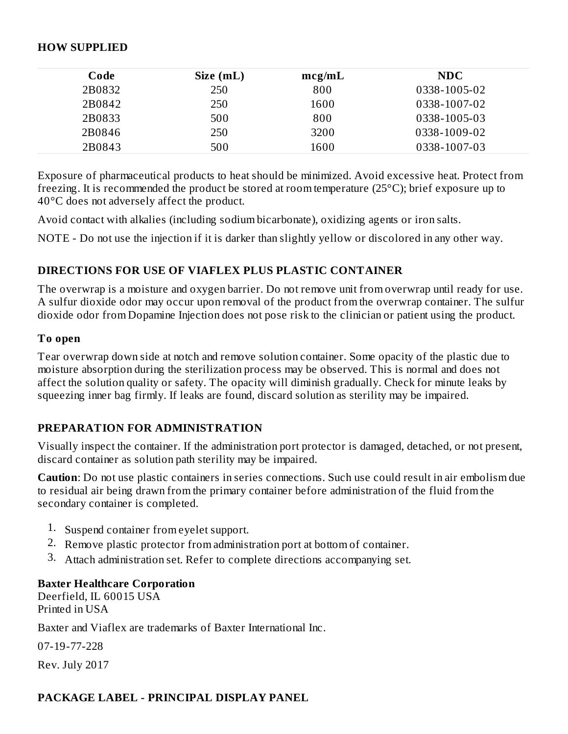## HOW SUPPLIED

| Code | Size (mL) | mcg/mL | NDC |
| --- | --- | --- | --- |
| 2B0832 | 250 | 800 | 0338-1005-02 |
| 2B0842 | 250 | 1600 | 0338-1007-02 |
| 2B0833 | 500 | 800 | 0338-1005-03 |
| 2B0846 | 250 | 3200 | 0338-1009-02 |
| 2B0843 | 500 | 1600 | 0338-1007-03 |

Exposure of pharmaceutical products to heat should be minimized. Avoid excessive heat. Protect from freezing. It is recommended the product be stored at room temperature (25°C); brief exposure up to 40°C does not adversely affect the product.

Avoid contact with alkalies (including sodium bicarbonate), oxidizing agents or iron salts.

NOTE - Do not use the injection if it is darker than slightly yellow or discolored in any other way.

## DIRECTIONS FOR USE OF VIAFLEX PLUS PLASTIC CONTAINER

The overwrap is a moisture and oxygen barrier. Do not remove unit from overwrap until ready for use. A sulfur dioxide odor may occur upon removal of the product from the overwrap container. The sulfur dioxide odor from Dopamine Injection does not pose risk to the clinician or patient using the product.

### To open

Tear overwrap down side at notch and remove solution container. Some opacity of the plastic due to moisture absorption during the sterilization process may be observed. This is normal and does not affect the solution quality or safety. The opacity will diminish gradually. Check for minute leaks by squeezing inner bag firmly. If leaks are found, discard solution as sterility may be impaired.

## PREPARATION FOR ADMINISTRATION

Visually inspect the container. If the administration port protector is damaged, detached, or not present, discard container as solution path sterility may be impaired.

**Caution**: Do not use plastic containers in series connections. Such use could result in air embolism due to residual air being drawn from the primary container before administration of the fluid from the secondary container is completed.

1. Suspend container from eyelet support.
2. Remove plastic protector from administration port at bottom of container.
3. Attach administration set. Refer to complete directions accompanying set.

**Baxter Healthcare Corporation**
Deerfield, IL 60015 USA
Printed in USA

Baxter and Viaflex are trademarks of Baxter International Inc.

07-19-77-228

Rev. July 2017

## PACKAGE LABEL - PRINCIPAL DISPLAY PANEL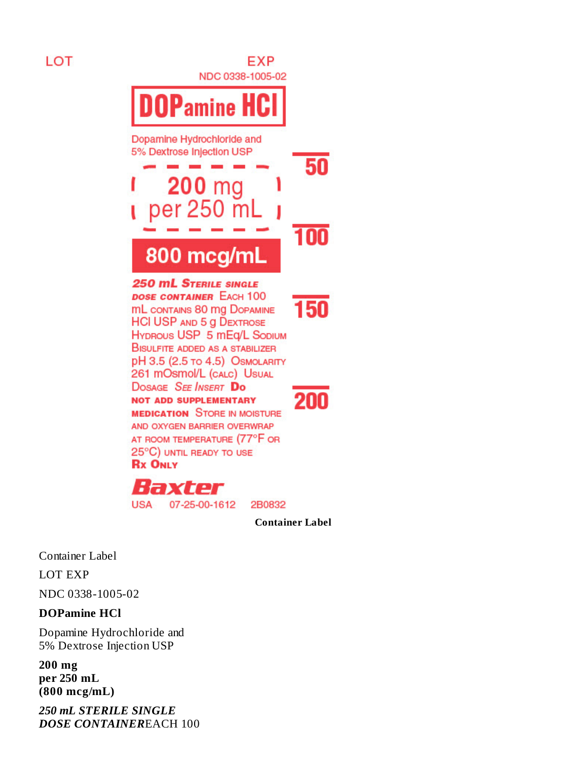LOT EXP

NDC 0338-1005-02

**DOPamine HCl**

Dopamine Hydrochloride and
5% Dextrose Injection USP

200 mg
per 250 mL

**800 mcg/mL**

50

100

150

200

***250 mL STERILE SINGLE DOSE CONTAINER*** EACH 100 mL CONTAINS 80 mg DOPAMINE HCl USP AND 5 g DEXTROSE HYDROUS USP 5 mEq/L SODIUM BISULFITE ADDED AS A STABILIZER pH 3.5 (2.5 TO 4.5) OSMOLARITY 261 mOsmol/L (CALC) USUAL DOSAGE *SEE INSERT* **DO NOT ADD SUPPLEMENTARY MEDICATION** STORE IN MOISTURE AND OXYGEN BARRIER OVERWRAP AT ROOM TEMPERATURE (77°F OR 25°C) UNTIL READY TO USE **Rx ONLY**

**Baxter**

USA 07-25-00-1612 2B0832

**Container Label**

Container Label

LOT EXP

NDC 0338-1005-02

**DOPamine HCl**

Dopamine Hydrochloride and
5% Dextrose Injection USP

**200 mg
per 250 mL
(800 mcg/mL)**

***250 mL STERILE SINGLE
DOSE CONTAINER***EACH 100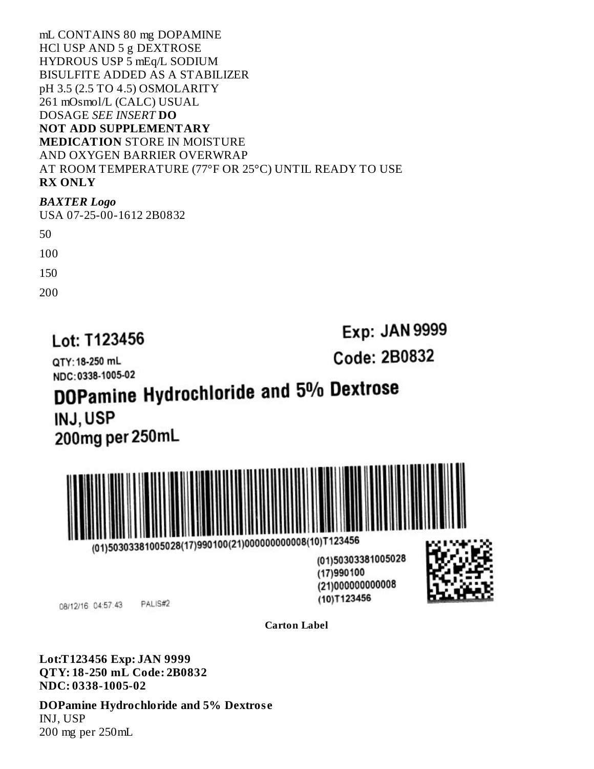mL CONTAINS 80 mg DOPAMINE HCl USP AND 5 g DEXTROSE HYDROUS USP 5 mEq/L SODIUM BISULFITE ADDED AS A STABILIZER pH 3.5 (2.5 TO 4.5) OSMOLARITY 261 mOsmol/L (CALC) USUAL DOSAGE *SEE INSERT* **DO NOT ADD SUPPLEMENTARY MEDICATION** STORE IN MOISTURE AND OXYGEN BARRIER OVERWRAP AT ROOM TEMPERATURE (77°F OR 25°C) UNTIL READY TO USE
**RX ONLY**

***BAXTER Logo***
USA 07-25-00-1612 2B0832

50

100

150

200

Lot: T123456

Exp: JAN 9999

QTY: 18-250 mL

Code: 2B0832

NDC: 0338-1005-02

DOPamine Hydrochloride and 5% Dextrose
INJ, USP
200mg per 250mL

(01)50303381005028(17)990100(21)000000000008(10)T123456

(01)50303381005028
(17)990100
(21)000000000008
(10)T123456

08/12/16 04:57:43 PALIS#2

**Carton Label**

**Lot:T123456 Exp: JAN 9999**
**QTY: 18-250 mL Code: 2B0832**
**NDC: 0338-1005-02**

**DOPamine Hydrochloride and 5% Dextrose**
INJ, USP
200 mg per 250mL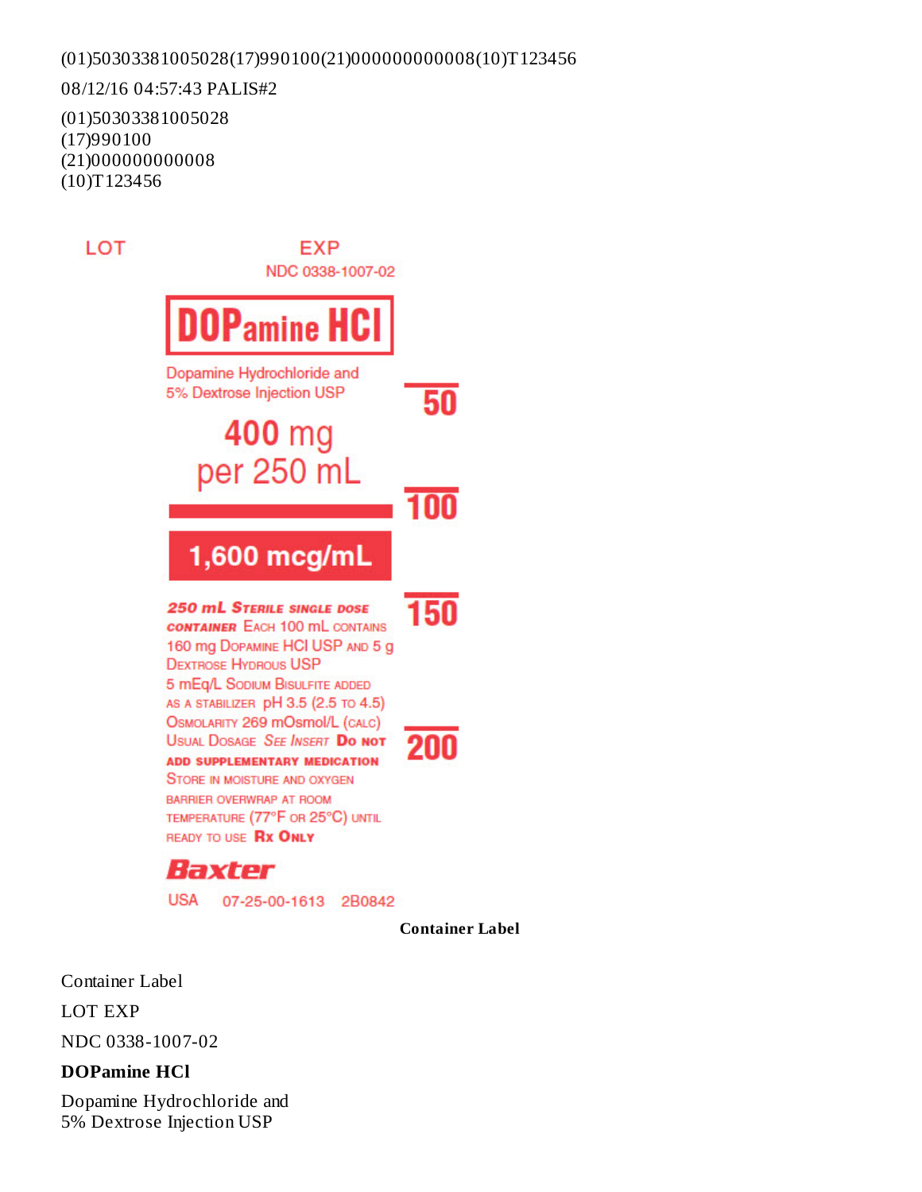(01)50303381005028(17)990100(21)000000000008(10)T123456

08/12/16 04:57:43 PALIS#2

(01)50303381005028
(17)990100
(21)000000000008
(10)T123456

LOT EXP

NDC 0338-1007-02

**DOPamine HCl**

Dopamine Hydrochloride and
5% Dextrose Injection USP

50

400 mg
per 250 mL

100

**1,600 mcg/mL**

**250 mL STERILE SINGLE DOSE CONTAINER** EACH 100 mL CONTAINS 160 mg DOPAMINE HCl USP AND 5 g DEXTROSE HYDROUS USP
5 mEq/L SODIUM BISULFITE ADDED AS A STABILIZER pH 3.5 (2.5 TO 4.5)
OSMOLARITY 269 mOsmol/L (CALC)
USUAL DOSAGE *SEE INSERT* **DO NOT ADD SUPPLEMENTARY MEDICATION**
STORE IN MOISTURE AND OXYGEN BARRIER OVERWRAP AT ROOM TEMPERATURE (77°F OR 25°C) UNTIL READY TO USE **RX ONLY**

150

200

**Baxter**

USA 07-25-00-1613 2B0842

**Container Label**

Container Label

LOT EXP

NDC 0338-1007-02

**DOPamine HCl**

Dopamine Hydrochloride and
5% Dextrose Injection USP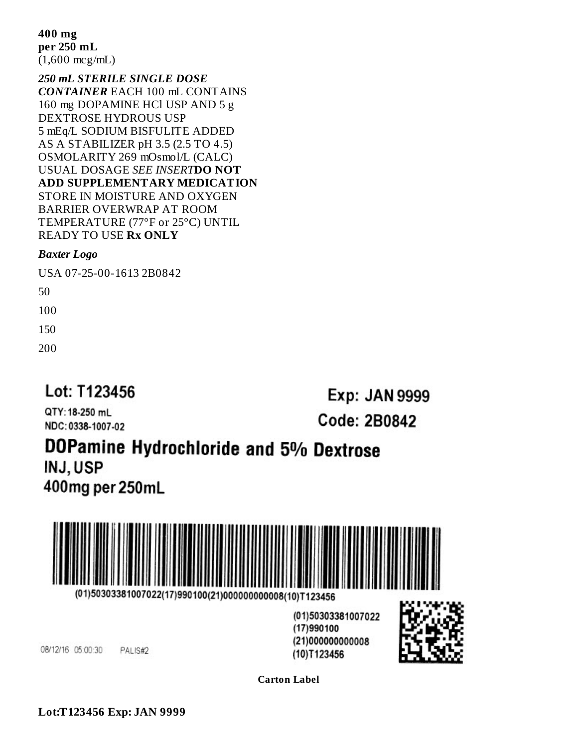**400 mg**
**per 250 mL**
(1,600 mcg/mL)

***250 mL STERILE SINGLE DOSE CONTAINER*** EACH 100 mL CONTAINS 160 mg DOPAMINE HCl USP AND 5 g DEXTROSE HYDROUS USP 5 mEq/L SODIUM BISFULITE ADDED AS A STABILIZER pH 3.5 (2.5 TO 4.5) OSMOLARITY 269 mOsmol/L (CALC) USUAL DOSAGE *SEE INSERT* **DO NOT ADD SUPPLEMENTARY MEDICATION** STORE IN MOISTURE AND OXYGEN BARRIER OVERWRAP AT ROOM TEMPERATURE (77°F or 25°C) UNTIL READY TO USE **Rx ONLY**

***Baxter Logo***

USA 07-25-00-1613 2B0842

50

100

150

200

Lot: T123456

Exp: JAN 9999

QTY: 18-250 mL

NDC: 0338-1007-02

Code: 2B0842

DOPamine Hydrochloride and 5% Dextrose

INJ, USP

400mg per 250mL

(01)50303381007022(17)990100(21)000000000008(10)T123456

(01)50303381007022
(17)990100
(21)000000000008
(10)T123456

08/12/16 05:00:30 PALIS#2

**Carton Label**

**Lot:T123456 Exp: JAN 9999**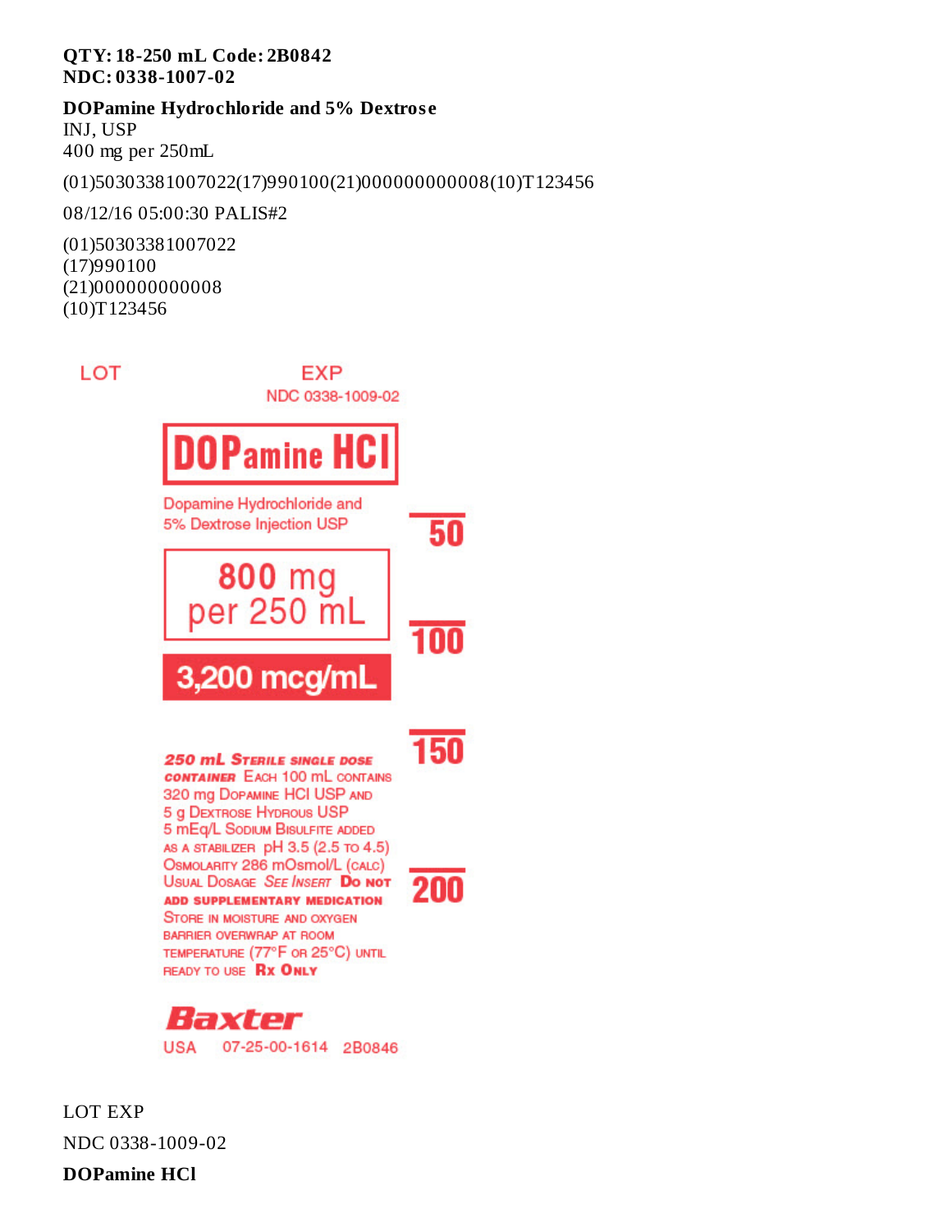**QTY: 18-250 mL Code: 2B0842**
**NDC: 0338-1007-02**

**DOPamine Hydrochloride and 5% Dextrose**
INJ, USP
400 mg per 250mL

(01)50303381007022(17)990100(21)000000000008(10)T123456

08/12/16 05:00:30 PALIS#2

(01)50303381007022
(17)990100
(21)000000000008
(10)T123456

LOT EXP

NDC 0338-1009-02

**DOPamine HCl**

Dopamine Hydrochloride and 5% Dextrose Injection USP

800 mg per 250 mL

3,200 mcg/mL

50

100

150

200

250 mL Sterile single dose container Each 100 mL contains 320 mg Dopamine HCl USP and 5 g Dextrose Hydrous USP 5 mEq/L Sodium Bisulfite added as a stabilizer pH 3.5 (2.5 to 4.5) Osmolarity 286 mOsmol/L (calc) Usual Dosage See Insert Do not add supplementary medication Store in moisture and oxygen barrier overwrap at room temperature (77°F or 25°C) until ready to use Rx Only

Baxter

USA 07-25-00-1614 2B0846

LOT EXP

NDC 0338-1009-02

**DOPamine HCl**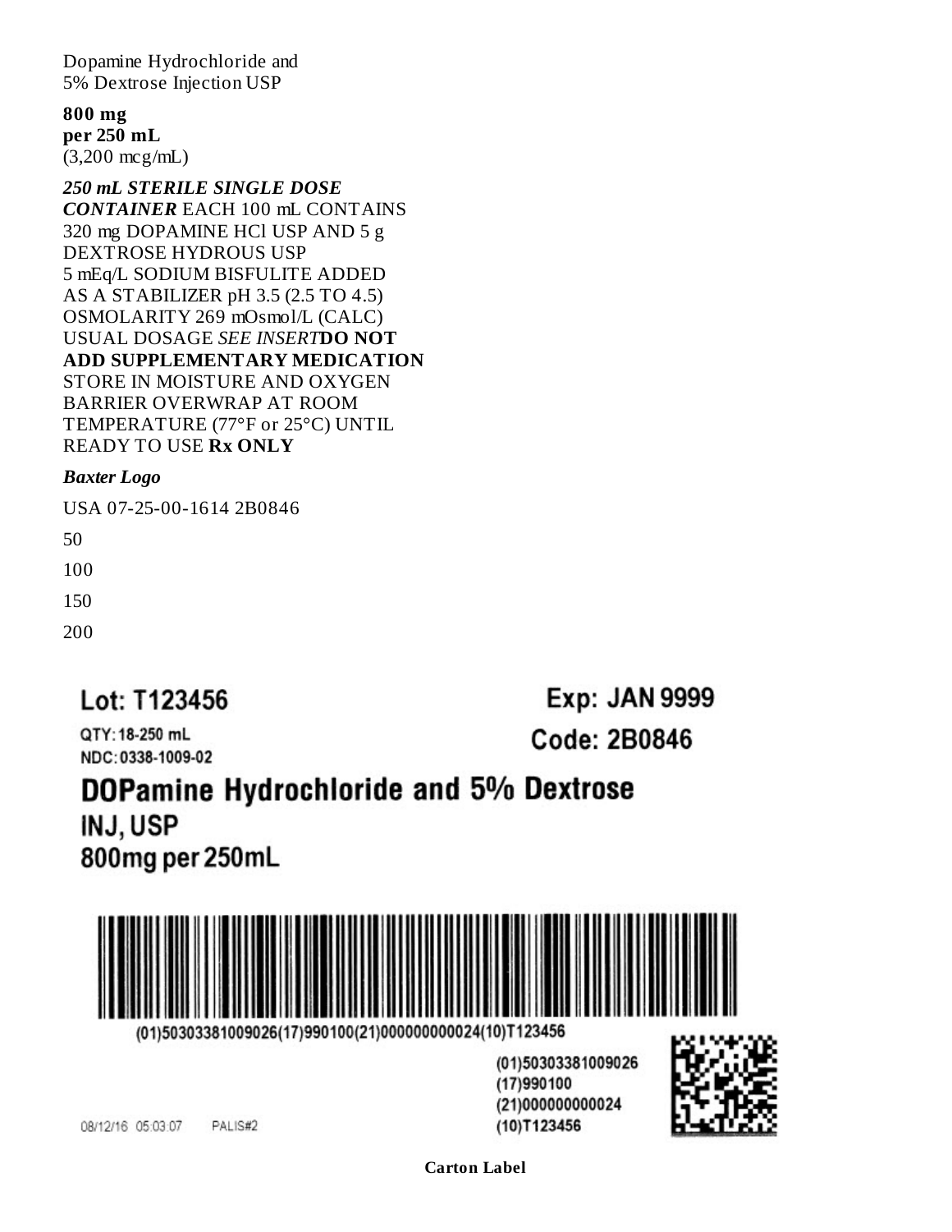Dopamine Hydrochloride and
5% Dextrose Injection USP

**800 mg**
**per 250 mL**
(3,200 mcg/mL)

***250 mL STERILE SINGLE DOSE CONTAINER*** EACH 100 mL CONTAINS 320 mg DOPAMINE HCl USP AND 5 g DEXTROSE HYDROUS USP 5 mEq/L SODIUM BISFULITE ADDED AS A STABILIZER pH 3.5 (2.5 TO 4.5) OSMOLARITY 269 mOsmol/L (CALC) USUAL DOSAGE *SEE INSERT* **DO NOT ADD SUPPLEMENTARY MEDICATION** STORE IN MOISTURE AND OXYGEN BARRIER OVERWRAP AT ROOM TEMPERATURE (77°F or 25°C) UNTIL READY TO USE **Rx ONLY**

***Baxter Logo***

USA 07-25-00-1614 2B0846

50

100

150

200

Lot: T123456

Exp: JAN 9999

QTY: 18-250 mL

NDC: 0338-1009-02

Code: 2B0846

DOPamine Hydrochloride and 5% Dextrose

INJ, USP

800mg per 250mL

(01)50303381009026(17)990100(21)000000000024(10)T123456

(01)50303381009026
(17)990100
(21)000000000024
(10)T123456

08/12/16 05:03:07 PALIS#2

**Carton Label**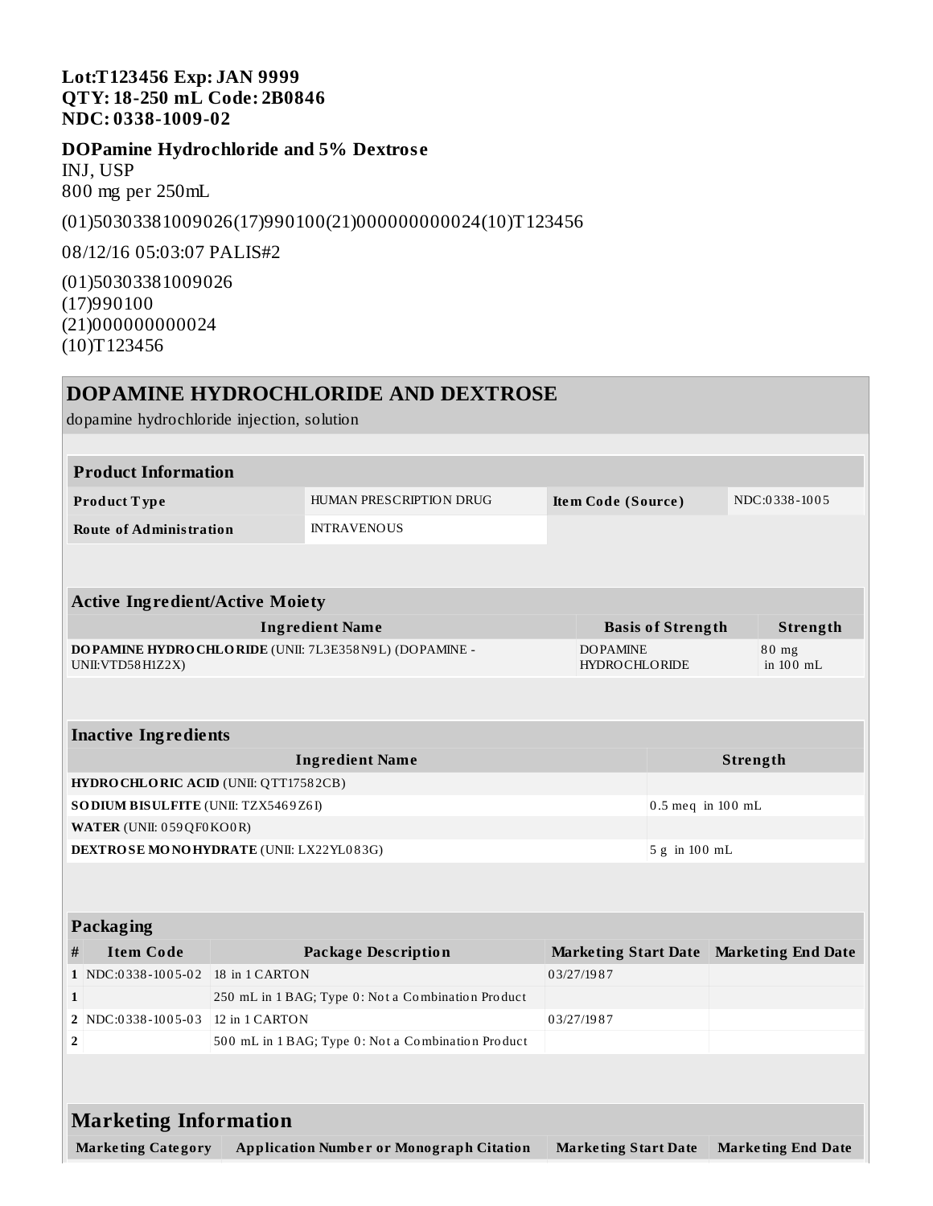**Lot:T123456 Exp: JAN 9999**
**QTY: 18-250 mL Code: 2B0846**
**NDC: 0338-1009-02**

**DOPamine Hydrochloride and 5% Dextrose**
INJ, USP
800 mg per 250mL

(01)50303381009026(17)990100(21)000000000024(10)T123456

08/12/16 05:03:07 PALIS#2

(01)50303381009026
(17)990100
(21)000000000024
(10)T123456

# DOPAMINE HYDROCHLORIDE AND DEXTROSE

dopamine hydrochloride injection, solution

| **Product Information** | | | |
|---|---|---|---|
| **Product Type** | HUMAN PRESCRIPTION DRUG | **Item Code (Source)** | NDC:0338-1005 |
| **Route of Administration** | INTRAVENOUS | | |

| **Active Ingredient/Active Moiety** | | |
|---|---|---|
| **Ingredient Name** | **Basis of Strength** | **Strength** |
| **DOPAMINE HYDROCHLORIDE** (UNII: 7L3E358N9L) (DOPAMINE - UNII:VTD58H1Z2X) | DOPAMINE HYDROCHLORIDE | 80 mg in 100 mL |

| **Inactive Ingredients** | |
|---|---|
| **Ingredient Name** | **Strength** |
| **HYDROCHLORIC ACID** (UNII: QTT17582CB) | |
| **SODIUM BISULFITE** (UNII: TZX5469Z6I) | 0.5 meq in 100 mL |
| **WATER** (UNII: 059QF0KO0R) | |
| **DEXTROSE MONOHYDRATE** (UNII: LX22YL083G) | 5 g in 100 mL |

| **Packaging** | | | | |
|---|---|---|---|---|
| **#** | **Item Code** | **Package Description** | **Marketing Start Date** | **Marketing End Date** |
| **1** | NDC:0338-1005-02 | 18 in 1 CARTON | 03/27/1987 | |
| **1** | | 250 mL in 1 BAG; Type 0: Not a Combination Product | | |
| **2** | NDC:0338-1005-03 | 12 in 1 CARTON | 03/27/1987 | |
| **2** | | 500 mL in 1 BAG; Type 0: Not a Combination Product | | |

| **Marketing Information** | | | |
|---|---|---|---|
| **Marketing Category** | **Application Number or Monograph Citation** | **Marketing Start Date** | **Marketing End Date** |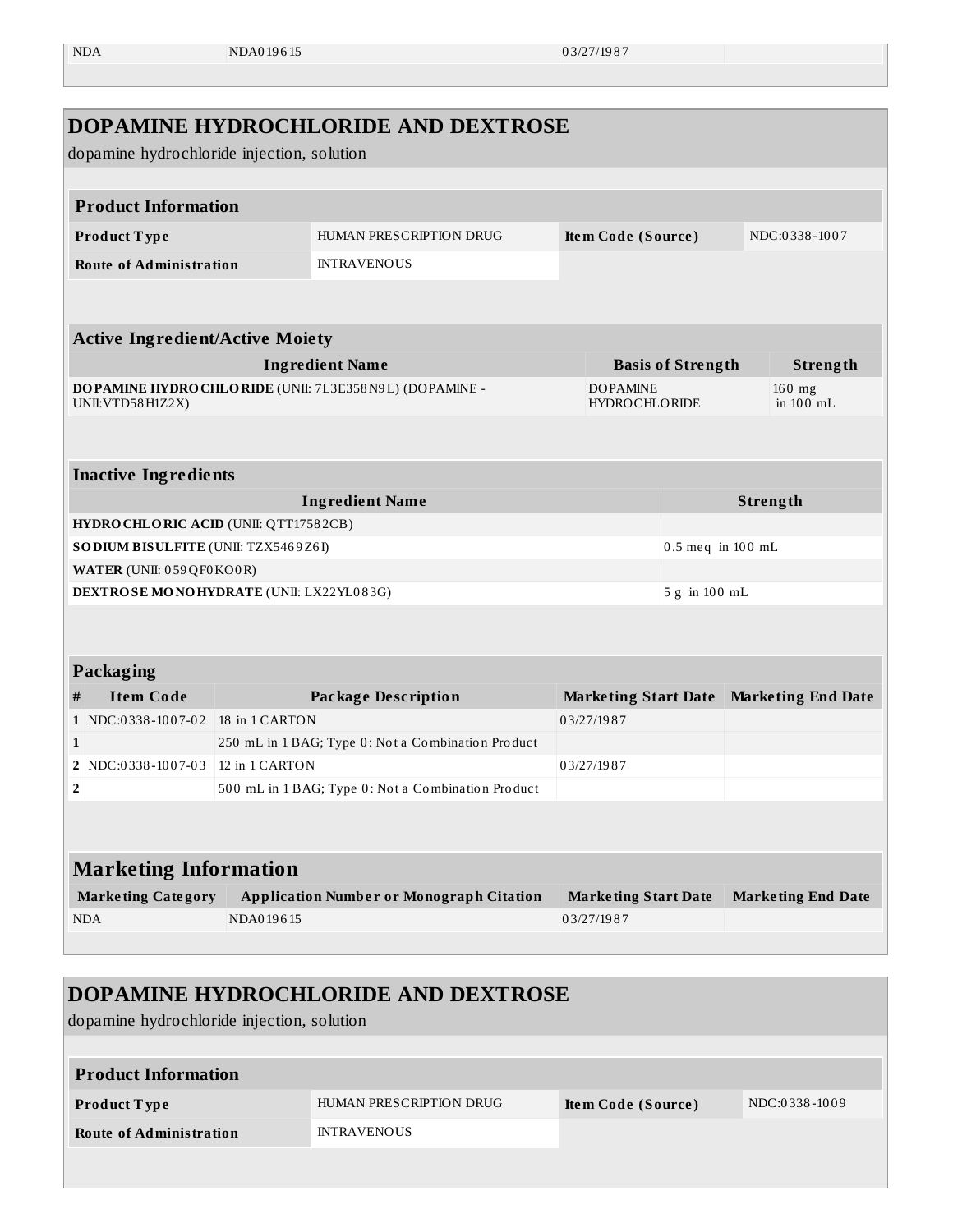| NDA | NDA019615 | 03/27/1987 | |
|---|---|---|---|

## DOPAMINE HYDROCHLORIDE AND DEXTROSE

dopamine hydrochloride injection, solution

| **Product Information** | | | |
|---|---|---|---|
| **Product Type** | HUMAN PRESCRIPTION DRUG | **Item Code (Source)** | NDC:0338-1007 |
| **Route of Administration** | INTRAVENOUS | | |

| **Active Ingredient/Active Moiety** | | |
|---|---|---|
| **Ingredient Name** | **Basis of Strength** | **Strength** |
| **DOPAMINE HYDROCHLORIDE** (UNII: 7L3E358N9L) (DOPAMINE - UNII:VTD58H1Z2X) | DOPAMINE HYDROCHLORIDE | 160 mg in 100 mL |

| **Inactive Ingredients** | |
|---|---|
| **Ingredient Name** | **Strength** |
| **HYDROCHLORIC ACID** (UNII: QTT17582CB) | |
| **SODIUM BISULFITE** (UNII: TZX5469Z6I) | 0.5 meq in 100 mL |
| **WATER** (UNII: 059QF0KO0R) | |
| **DEXTROSE MONOHYDRATE** (UNII: LX22YL083G) | 5 g in 100 mL |

| **Packaging** | | | | |
|---|---|---|---|---|
| **#** | **Item Code** | **Package Description** | **Marketing Start Date** | **Marketing End Date** |
| 1 | NDC:0338-1007-02 | 18 in 1 CARTON | 03/27/1987 | |
| 1 | | 250 mL in 1 BAG; Type 0: Not a Combination Product | | |
| 2 | NDC:0338-1007-03 | 12 in 1 CARTON | 03/27/1987 | |
| 2 | | 500 mL in 1 BAG; Type 0: Not a Combination Product | | |

| **Marketing Information** | | | |
|---|---|---|---|
| **Marketing Category** | **Application Number or Monograph Citation** | **Marketing Start Date** | **Marketing End Date** |
| NDA | NDA019615 | 03/27/1987 | |

## DOPAMINE HYDROCHLORIDE AND DEXTROSE

dopamine hydrochloride injection, solution

| **Product Information** | | | |
|---|---|---|---|
| **Product Type** | HUMAN PRESCRIPTION DRUG | **Item Code (Source)** | NDC:0338-1009 |
| **Route of Administration** | INTRAVENOUS | | |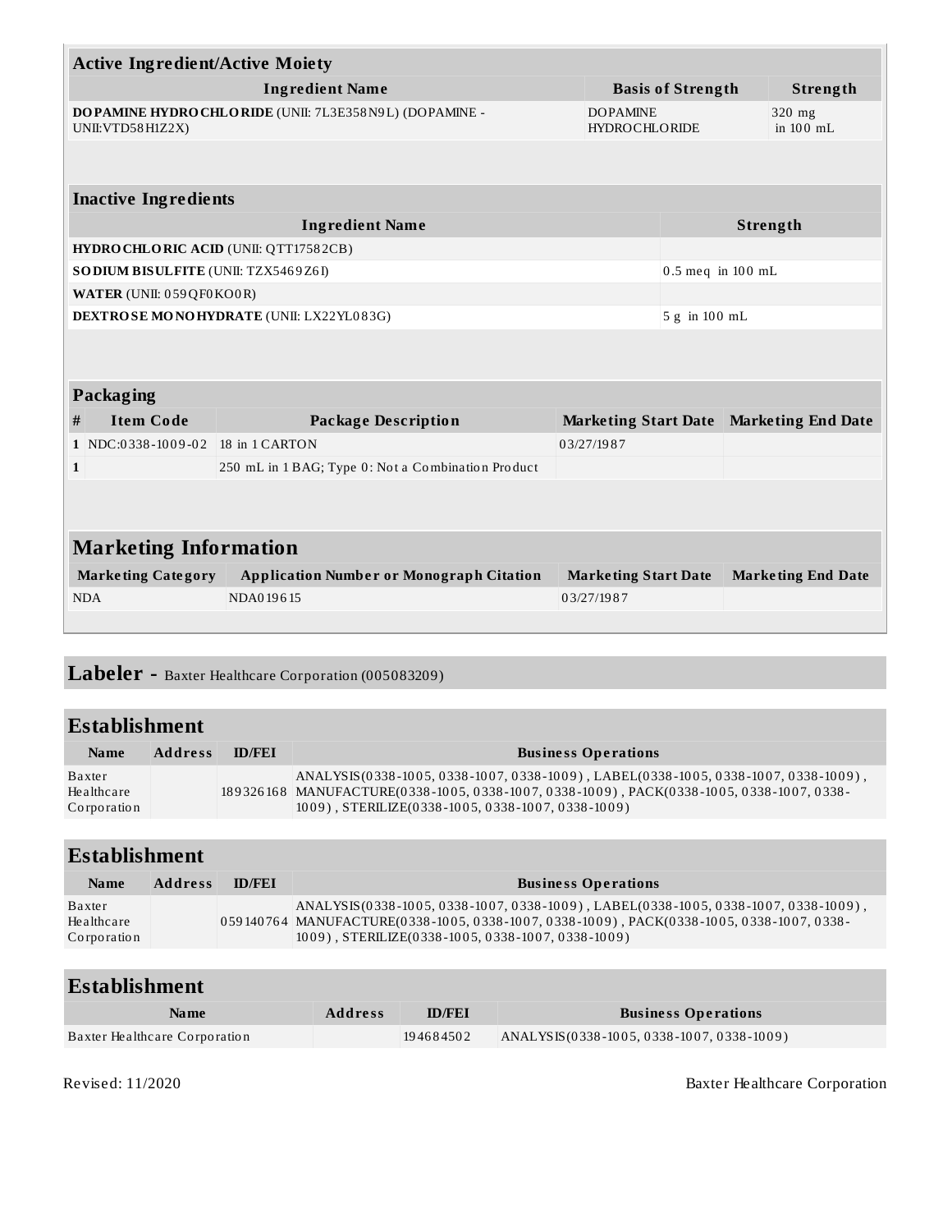| Active Ingredient/Active Moiety | | |
|---|---|---|
| **Ingredient Name** | **Basis of Strength** | **Strength** |
| **DOPAMINE HYDROCHLORIDE** (UNII: 7L3E358N9L) (DOPAMINE - UNII:VTD58H1Z2X) | DOPAMINE HYDROCHLORIDE | 320 mg in 100 mL |

| Inactive Ingredients | |
|---|---|
| **Ingredient Name** | **Strength** |
| **HYDROCHLORIC ACID** (UNII: QTT17582CB) | |
| **SODIUM BISULFITE** (UNII: TZX5469Z6I) | 0.5 meq in 100 mL |
| **WATER** (UNII: 059QF0KO0R) | |
| **DEXTROSE MONOHYDRATE** (UNII: LX22YL083G) | 5 g in 100 mL |

| Packaging | | | | |
|---|---|---|---|---|
| **#** | **Item Code** | **Package Description** | **Marketing Start Date** | **Marketing End Date** |
| 1 | NDC:0338-1009-02 | 18 in 1 CARTON | 03/27/1987 | |
| 1 | | 250 mL in 1 BAG; Type 0: Not a Combination Product | | |

| Marketing Information | | | |
|---|---|---|---|
| **Marketing Category** | **Application Number or Monograph Citation** | **Marketing Start Date** | **Marketing End Date** |
| NDA | NDA019615 | 03/27/1987 | |

## Labeler - Baxter Healthcare Corporation (005083209)

| Establishment | | | |
|---|---|---|---|
| **Name** | **Address** | **ID/FEI** | **Business Operations** |
| Baxter Healthcare Corporation | | 189326168 | ANALYSIS(0338-1005, 0338-1007, 0338-1009) , LABEL(0338-1005, 0338-1007, 0338-1009) , MANUFACTURE(0338-1005, 0338-1007, 0338-1009) , PACK(0338-1005, 0338-1007, 0338-1009) , STERILIZE(0338-1005, 0338-1007, 0338-1009) |

| Establishment | | | |
|---|---|---|---|
| **Name** | **Address** | **ID/FEI** | **Business Operations** |
| Baxter Healthcare Corporation | | 059140764 | ANALYSIS(0338-1005, 0338-1007, 0338-1009) , LABEL(0338-1005, 0338-1007, 0338-1009) , MANUFACTURE(0338-1005, 0338-1007, 0338-1009) , PACK(0338-1005, 0338-1007, 0338-1009) , STERILIZE(0338-1005, 0338-1007, 0338-1009) |

| Establishment | | | |
|---|---|---|---|
| **Name** | **Address** | **ID/FEI** | **Business Operations** |
| Baxter Healthcare Corporation | | 194684502 | ANALYSIS(0338-1005, 0338-1007, 0338-1009) |

Revised: 11/2020 Baxter Healthcare Corporation